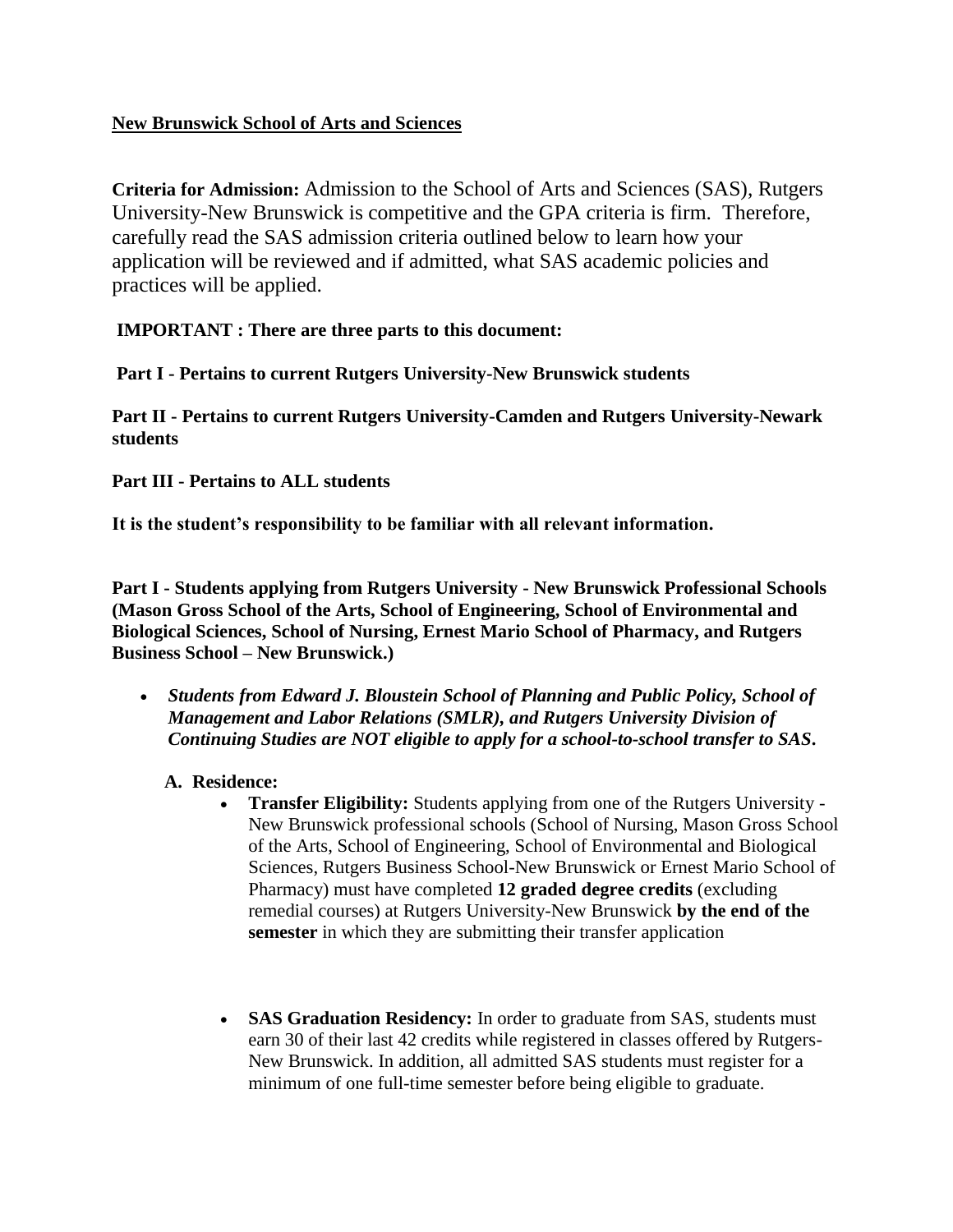**New Brunswick School of Arts and Sciences**

**Criteria for Admission:** Admission to the School of Arts and Sciences (SAS), Rutgers University-New Brunswick is competitive and the GPA criteria is firm. Therefore, carefully read the SAS admission criteria outlined below to learn how your application will be reviewed and if admitted, what SAS academic policies and practices will be applied.

**IMPORTANT : There are three parts to this document:**

**Part I - Pertains to current Rutgers University-New Brunswick students**

**Part II - Pertains to current Rutgers University-Camden and Rutgers University-Newark students**

**Part III - Pertains to ALL students**

**It is the student's responsibility to be familiar with all relevant information.**

**Part I - Students applying from Rutgers University - New Brunswick Professional Schools (Mason Gross School of the Arts, School of Engineering, School of Environmental and Biological Sciences, School of Nursing, Ernest Mario School of Pharmacy, and Rutgers Business School – New Brunswick.)**

- ***Students from Edward J. Bloustein School of Planning and Public Policy, School of Management and Labor Relations (SMLR), and Rutgers University Division of Continuing Studies are NOT eligible to apply for a school-to-school transfer to SAS.***

  **A. Residence:**

  - **Transfer Eligibility:** Students applying from one of the Rutgers University - New Brunswick professional schools (School of Nursing, Mason Gross School of the Arts, School of Engineering, School of Environmental and Biological Sciences, Rutgers Business School-New Brunswick or Ernest Mario School of Pharmacy) must have completed **12 graded degree credits** (excluding remedial courses) at Rutgers University-New Brunswick **by the end of the semester** in which they are submitting their transfer application

  - **SAS Graduation Residency:** In order to graduate from SAS, students must earn 30 of their last 42 credits while registered in classes offered by Rutgers-New Brunswick. In addition, all admitted SAS students must register for a minimum of one full-time semester before being eligible to graduate.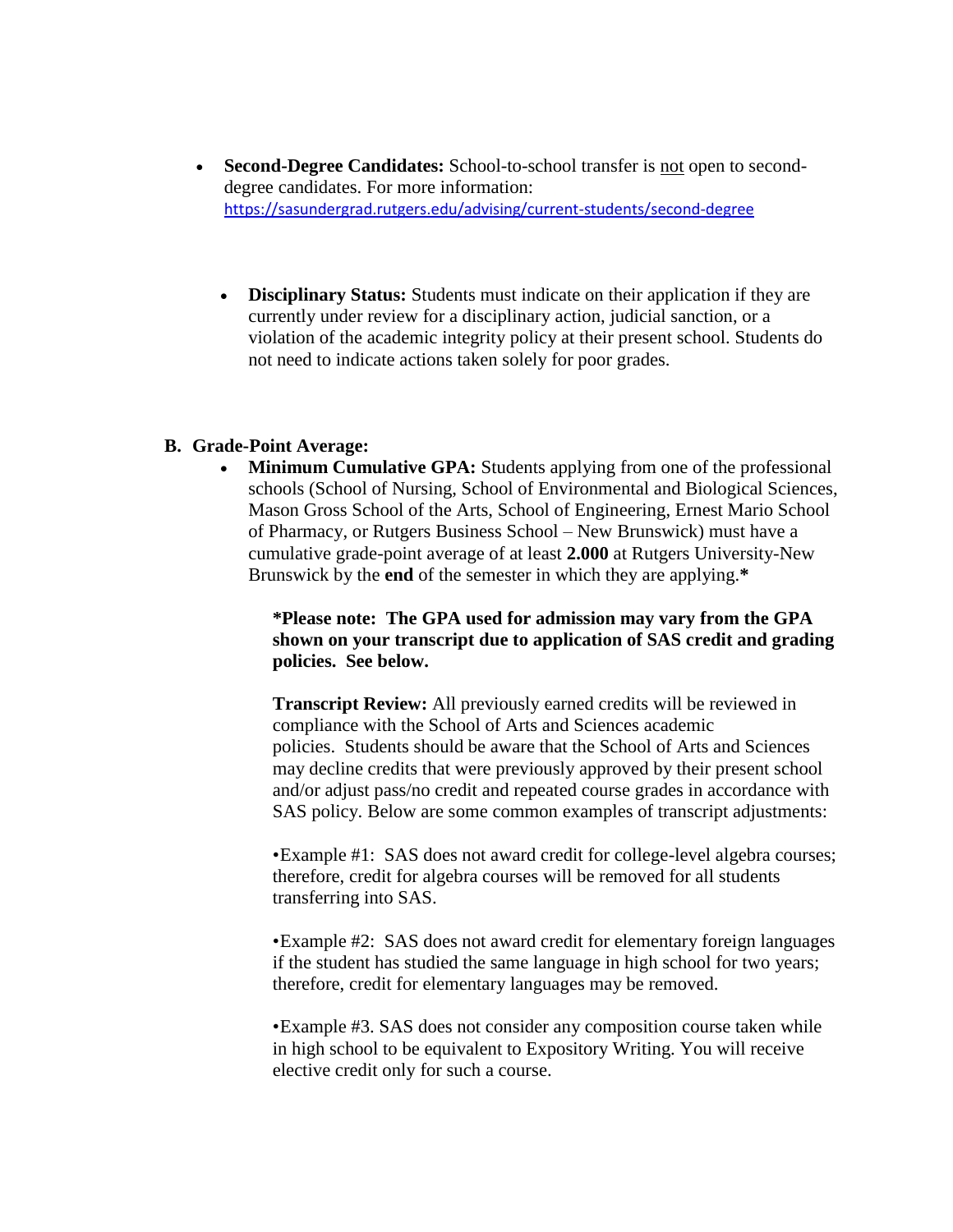- **Second-Degree Candidates:** School-to-school transfer is not open to second-degree candidates. For more information: https://sasundergrad.rutgers.edu/advising/current-students/second-degree

- **Disciplinary Status:** Students must indicate on their application if they are currently under review for a disciplinary action, judicial sanction, or a violation of the academic integrity policy at their present school. Students do not need to indicate actions taken solely for poor grades.

**B. Grade-Point Average:**

- **Minimum Cumulative GPA:** Students applying from one of the professional schools (School of Nursing, School of Environmental and Biological Sciences, Mason Gross School of the Arts, School of Engineering, Ernest Mario School of Pharmacy, or Rutgers Business School – New Brunswick) must have a cumulative grade-point average of at least **2.000** at Rutgers University-New Brunswick by the **end** of the semester in which they are applying.**\***

  **\*Please note: The GPA used for admission may vary from the GPA shown on your transcript due to application of SAS credit and grading policies. See below.**

  **Transcript Review:** All previously earned credits will be reviewed in compliance with the School of Arts and Sciences academic policies. Students should be aware that the School of Arts and Sciences may decline credits that were previously approved by their present school and/or adjust pass/no credit and repeated course grades in accordance with SAS policy. Below are some common examples of transcript adjustments:

  •Example #1: SAS does not award credit for college-level algebra courses; therefore, credit for algebra courses will be removed for all students transferring into SAS.

  •Example #2: SAS does not award credit for elementary foreign languages if the student has studied the same language in high school for two years; therefore, credit for elementary languages may be removed.

  •Example #3. SAS does not consider any composition course taken while in high school to be equivalent to Expository Writing. You will receive elective credit only for such a course.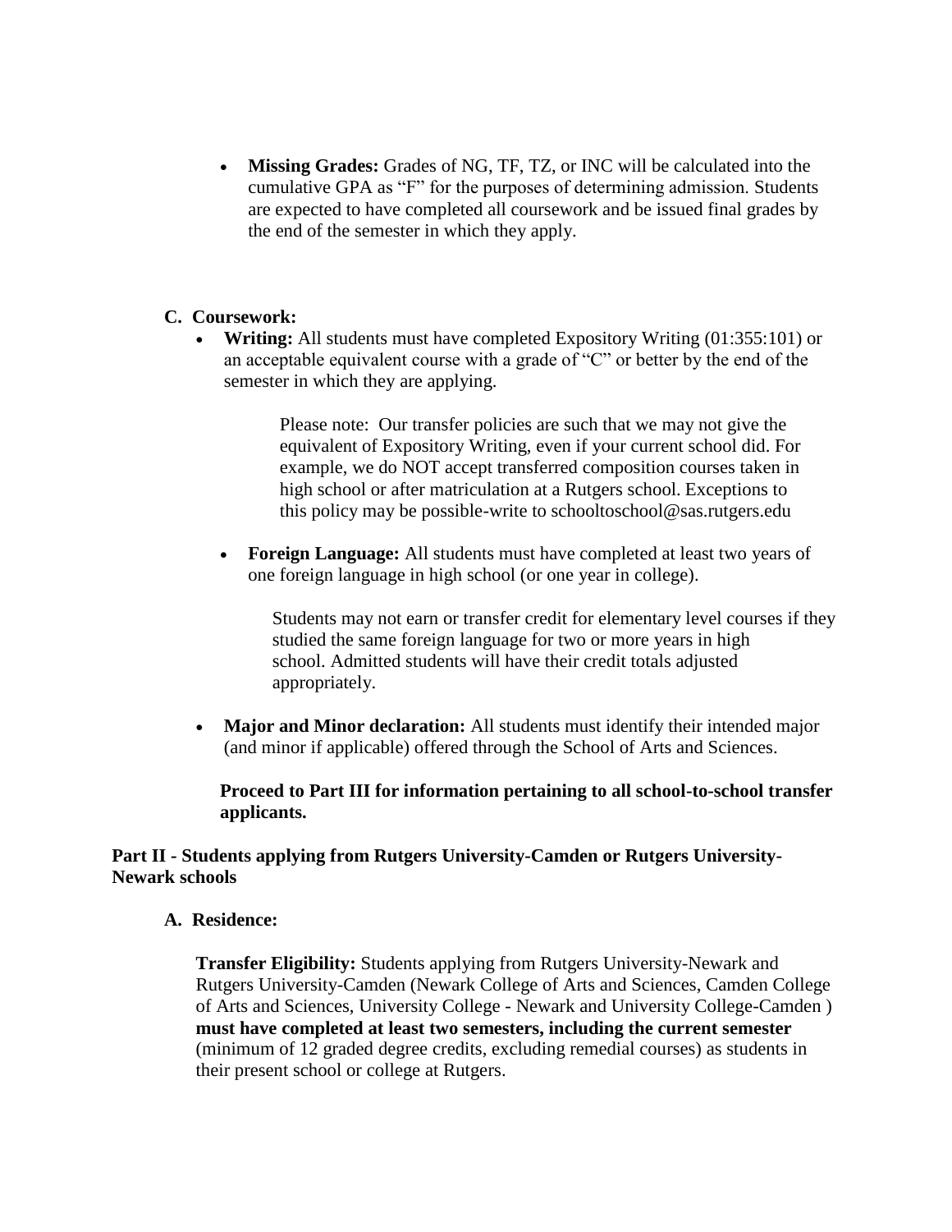- **Missing Grades:** Grades of NG, TF, TZ, or INC will be calculated into the cumulative GPA as "F" for the purposes of determining admission. Students are expected to have completed all coursework and be issued final grades by the end of the semester in which they apply.

### C. Coursework:

- **Writing:** All students must have completed Expository Writing (01:355:101) or an acceptable equivalent course with a grade of "C" or better by the end of the semester in which they are applying.

  Please note: Our transfer policies are such that we may not give the equivalent of Expository Writing, even if your current school did. For example, we do NOT accept transferred composition courses taken in high school or after matriculation at a Rutgers school. Exceptions to this policy may be possible-write to schooltoschool@sas.rutgers.edu

- **Foreign Language:** All students must have completed at least two years of one foreign language in high school (or one year in college).

  Students may not earn or transfer credit for elementary level courses if they studied the same foreign language for two or more years in high school. Admitted students will have their credit totals adjusted appropriately.

- **Major and Minor declaration:** All students must identify their intended major (and minor if applicable) offered through the School of Arts and Sciences.

**Proceed to Part III for information pertaining to all school-to-school transfer applicants.**

## Part II - Students applying from Rutgers University-Camden or Rutgers University-Newark schools

### A. Residence:

**Transfer Eligibility:** Students applying from Rutgers University-Newark and Rutgers University-Camden (Newark College of Arts and Sciences, Camden College of Arts and Sciences, University College - Newark and University College-Camden ) **must have completed at least two semesters, including the current semester** (minimum of 12 graded degree credits, excluding remedial courses) as students in their present school or college at Rutgers.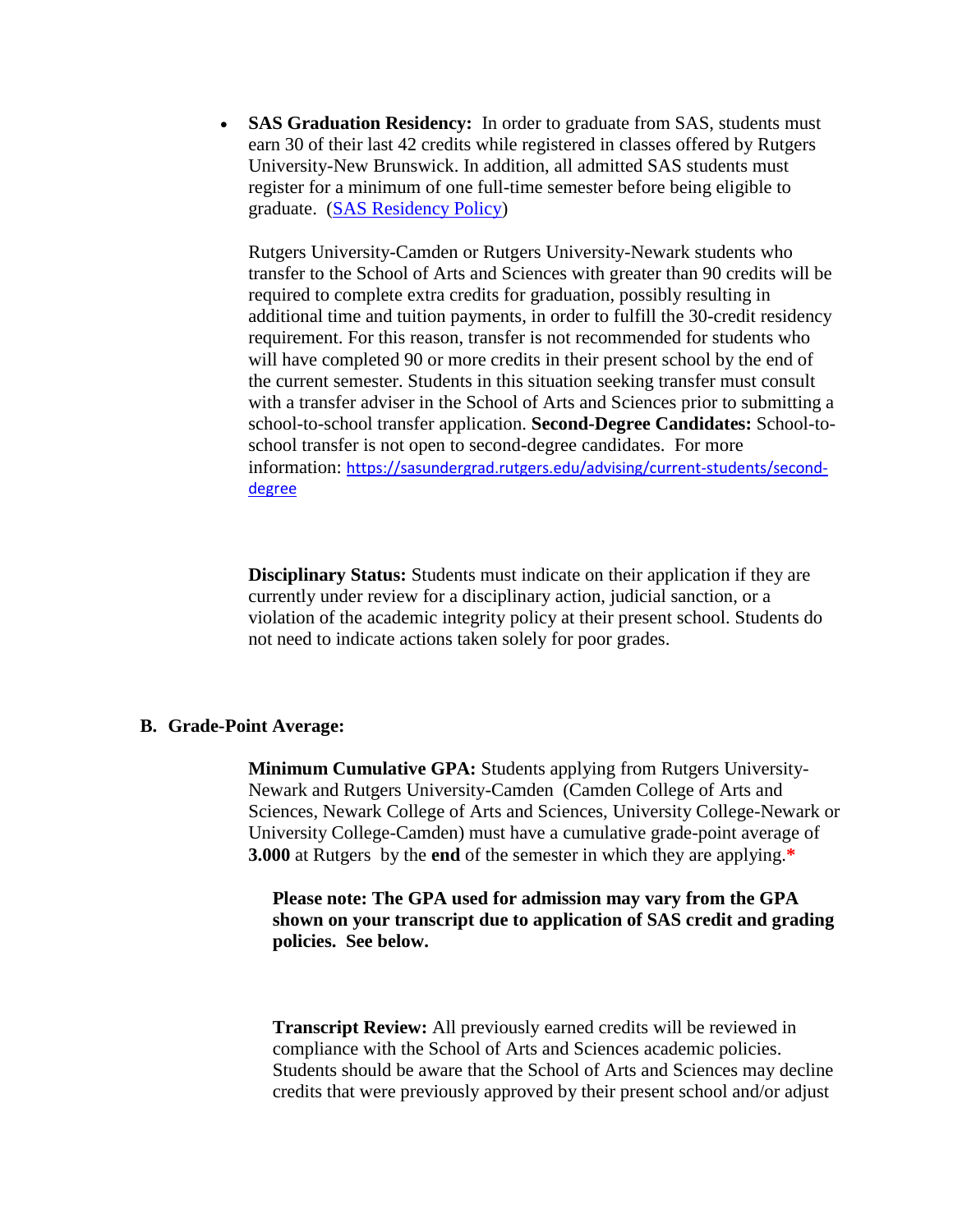- **SAS Graduation Residency:** In order to graduate from SAS, students must earn 30 of their last 42 credits while registered in classes offered by Rutgers University-New Brunswick. In addition, all admitted SAS students must register for a minimum of one full-time semester before being eligible to graduate. ([SAS Residency Policy](SAS Residency Policy))

  Rutgers University-Camden or Rutgers University-Newark students who transfer to the School of Arts and Sciences with greater than 90 credits will be required to complete extra credits for graduation, possibly resulting in additional time and tuition payments, in order to fulfill the 30-credit residency requirement. For this reason, transfer is not recommended for students who will have completed 90 or more credits in their present school by the end of the current semester. Students in this situation seeking transfer must consult with a transfer adviser in the School of Arts and Sciences prior to submitting a school-to-school transfer application. **Second-Degree Candidates:** School-to-school transfer is not open to second-degree candidates. For more information: https://sasundergrad.rutgers.edu/advising/current-students/second-degree

  **Disciplinary Status:** Students must indicate on their application if they are currently under review for a disciplinary action, judicial sanction, or a violation of the academic integrity policy at their present school. Students do not need to indicate actions taken solely for poor grades.

## B. Grade-Point Average:

**Minimum Cumulative GPA:** Students applying from Rutgers University-Newark and Rutgers University-Camden (Camden College of Arts and Sciences, Newark College of Arts and Sciences, University College-Newark or University College-Camden) must have a cumulative grade-point average of **3.000** at Rutgers by the **end** of the semester in which they are applying.*

**Please note: The GPA used for admission may vary from the GPA shown on your transcript due to application of SAS credit and grading policies. See below.**

**Transcript Review:** All previously earned credits will be reviewed in compliance with the School of Arts and Sciences academic policies. Students should be aware that the School of Arts and Sciences may decline credits that were previously approved by their present school and/or adjust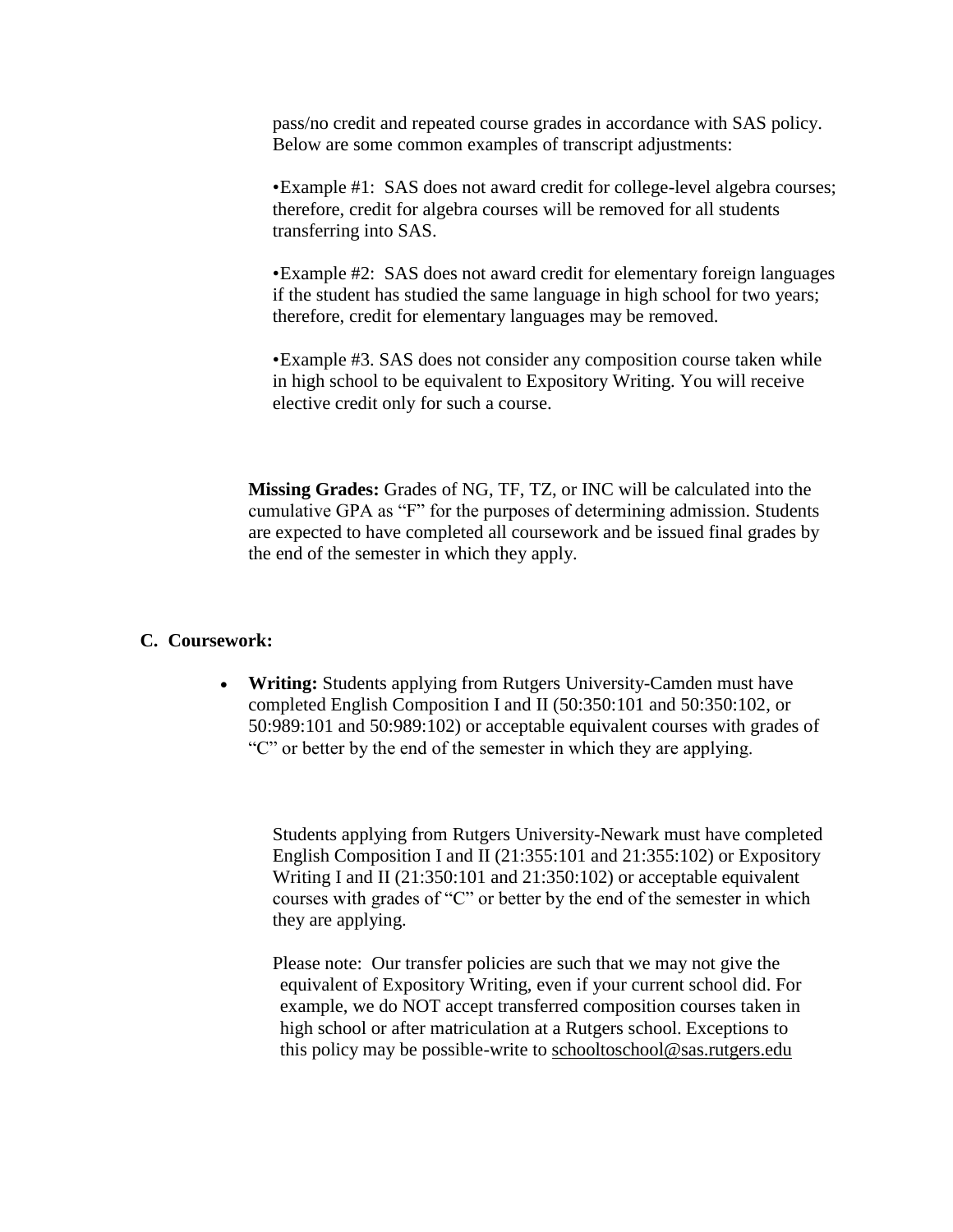pass/no credit and repeated course grades in accordance with SAS policy. Below are some common examples of transcript adjustments:

•Example #1: SAS does not award credit for college-level algebra courses; therefore, credit for algebra courses will be removed for all students transferring into SAS.

•Example #2: SAS does not award credit for elementary foreign languages if the student has studied the same language in high school for two years; therefore, credit for elementary languages may be removed.

•Example #3. SAS does not consider any composition course taken while in high school to be equivalent to Expository Writing. You will receive elective credit only for such a course.

**Missing Grades:** Grades of NG, TF, TZ, or INC will be calculated into the cumulative GPA as "F" for the purposes of determining admission. Students are expected to have completed all coursework and be issued final grades by the end of the semester in which they apply.

**C. Coursework:**

- **Writing:** Students applying from Rutgers University-Camden must have completed English Composition I and II (50:350:101 and 50:350:102, or 50:989:101 and 50:989:102) or acceptable equivalent courses with grades of "C" or better by the end of the semester in which they are applying.

  Students applying from Rutgers University-Newark must have completed English Composition I and II (21:355:101 and 21:355:102) or Expository Writing I and II (21:350:101 and 21:350:102) or acceptable equivalent courses with grades of "C" or better by the end of the semester in which they are applying.

  Please note: Our transfer policies are such that we may not give the equivalent of Expository Writing, even if your current school did. For example, we do NOT accept transferred composition courses taken in high school or after matriculation at a Rutgers school. Exceptions to this policy may be possible-write to schooltoschool@sas.rutgers.edu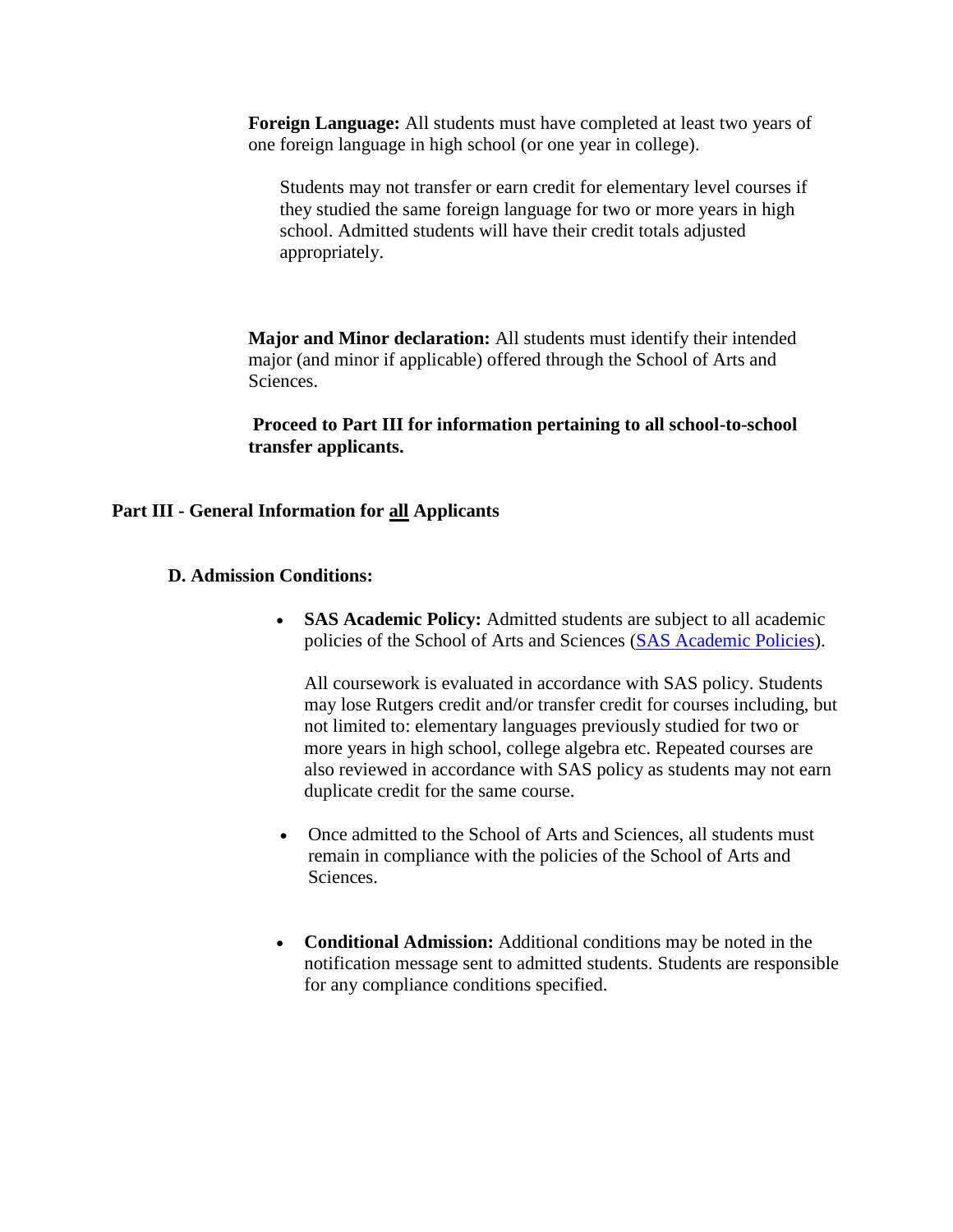**Foreign Language:** All students must have completed at least two years of one foreign language in high school (or one year in college).

Students may not transfer or earn credit for elementary level courses if they studied the same foreign language for two or more years in high school. Admitted students will have their credit totals adjusted appropriately.

**Major and Minor declaration:** All students must identify their intended major (and minor if applicable) offered through the School of Arts and Sciences.

**Proceed to Part III for information pertaining to all school-to-school transfer applicants.**

## Part III - General Information for all Applicants

### D. Admission Conditions:

- **SAS Academic Policy:** Admitted students are subject to all academic policies of the School of Arts and Sciences (SAS Academic Policies).

  All coursework is evaluated in accordance with SAS policy. Students may lose Rutgers credit and/or transfer credit for courses including, but not limited to: elementary languages previously studied for two or more years in high school, college algebra etc. Repeated courses are also reviewed in accordance with SAS policy as students may not earn duplicate credit for the same course.

- Once admitted to the School of Arts and Sciences, all students must remain in compliance with the policies of the School of Arts and Sciences.

- **Conditional Admission:** Additional conditions may be noted in the notification message sent to admitted students. Students are responsible for any compliance conditions specified.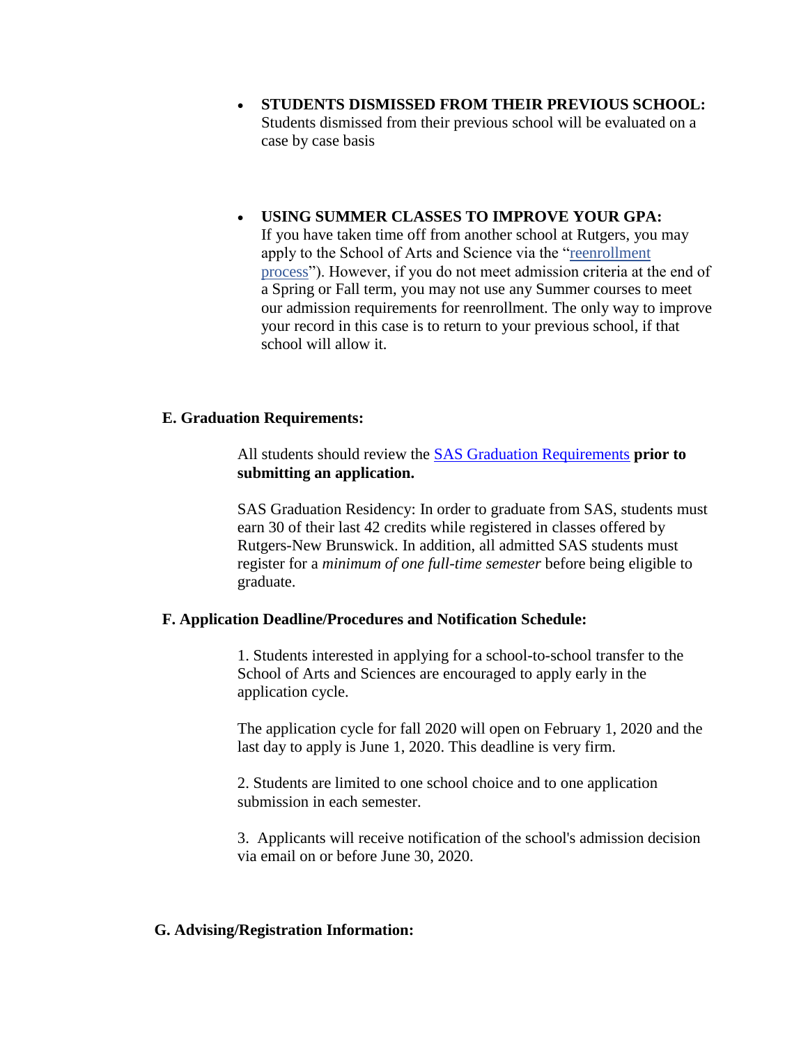- **STUDENTS DISMISSED FROM THEIR PREVIOUS SCHOOL:** Students dismissed from their previous school will be evaluated on a case by case basis

- **USING SUMMER CLASSES TO IMPROVE YOUR GPA:** If you have taken time off from another school at Rutgers, you may apply to the School of Arts and Science via the "reenrollment process"). However, if you do not meet admission criteria at the end of a Spring or Fall term, you may not use any Summer courses to meet our admission requirements for reenrollment. The only way to improve your record in this case is to return to your previous school, if that school will allow it.

### E. Graduation Requirements:

All students should review the SAS Graduation Requirements **prior to submitting an application.**

SAS Graduation Residency: In order to graduate from SAS, students must earn 30 of their last 42 credits while registered in classes offered by Rutgers-New Brunswick. In addition, all admitted SAS students must register for a *minimum of one full-time semester* before being eligible to graduate.

### F. Application Deadline/Procedures and Notification Schedule:

1. Students interested in applying for a school-to-school transfer to the School of Arts and Sciences are encouraged to apply early in the application cycle.

   The application cycle for fall 2020 will open on February 1, 2020 and the last day to apply is June 1, 2020. This deadline is very firm.

2. Students are limited to one school choice and to one application submission in each semester.

3. Applicants will receive notification of the school's admission decision via email on or before June 30, 2020.

### G. Advising/Registration Information: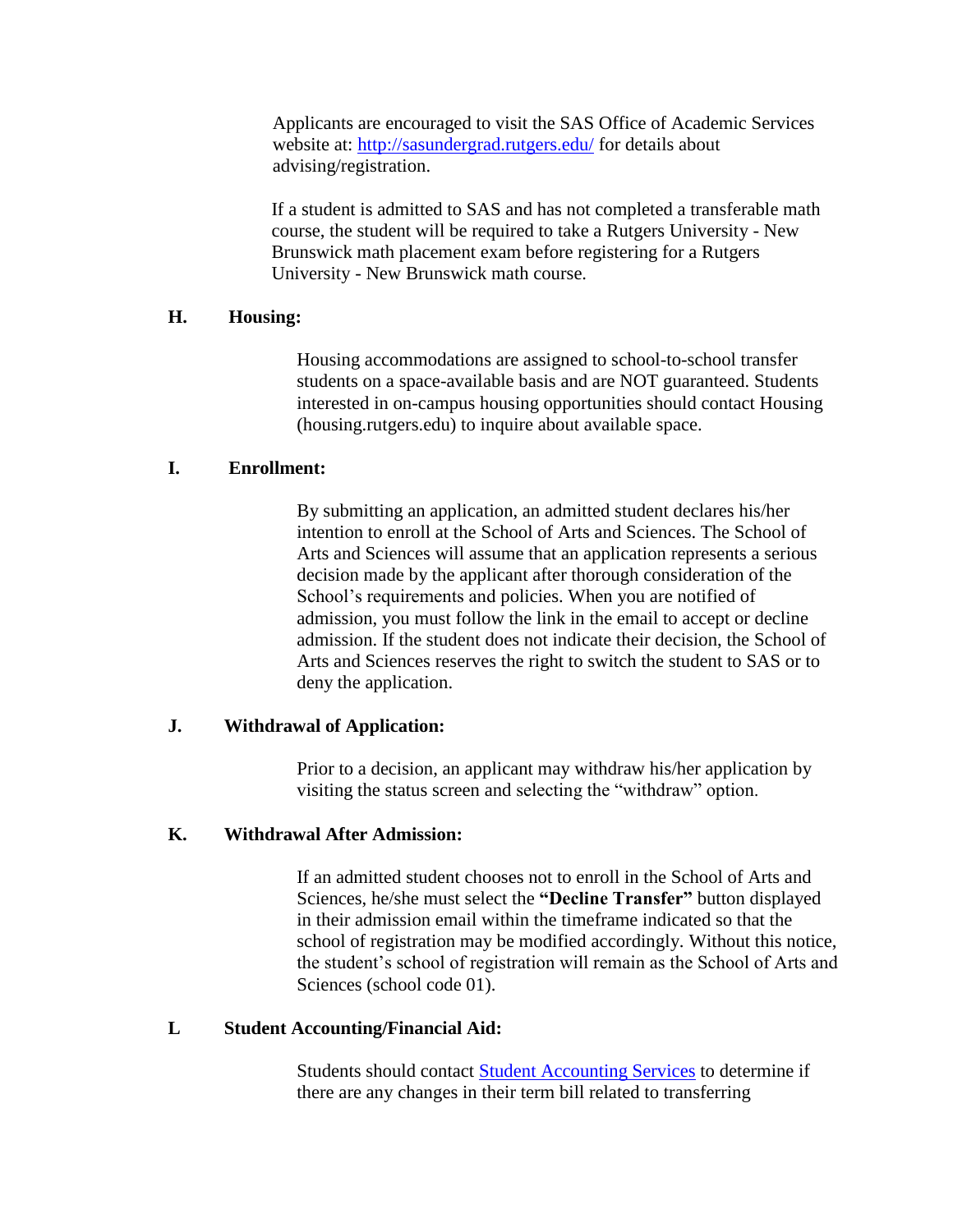Applicants are encouraged to visit the SAS Office of Academic Services website at: [http://sasundergrad.rutgers.edu/](http://sasundergrad.rutgers.edu/) for details about advising/registration.

If a student is admitted to SAS and has not completed a transferable math course, the student will be required to take a Rutgers University - New Brunswick math placement exam before registering for a Rutgers University - New Brunswick math course.

### H. Housing:

Housing accommodations are assigned to school-to-school transfer students on a space-available basis and are NOT guaranteed. Students interested in on-campus housing opportunities should contact Housing (housing.rutgers.edu) to inquire about available space.

### I. Enrollment:

By submitting an application, an admitted student declares his/her intention to enroll at the School of Arts and Sciences. The School of Arts and Sciences will assume that an application represents a serious decision made by the applicant after thorough consideration of the School's requirements and policies. When you are notified of admission, you must follow the link in the email to accept or decline admission. If the student does not indicate their decision, the School of Arts and Sciences reserves the right to switch the student to SAS or to deny the application.

### J. Withdrawal of Application:

Prior to a decision, an applicant may withdraw his/her application by visiting the status screen and selecting the "withdraw" option.

### K. Withdrawal After Admission:

If an admitted student chooses not to enroll in the School of Arts and Sciences, he/she must select the **"Decline Transfer"** button displayed in their admission email within the timeframe indicated so that the school of registration may be modified accordingly. Without this notice, the student's school of registration will remain as the School of Arts and Sciences (school code 01).

### L Student Accounting/Financial Aid:

Students should contact Student Accounting Services to determine if there are any changes in their term bill related to transferring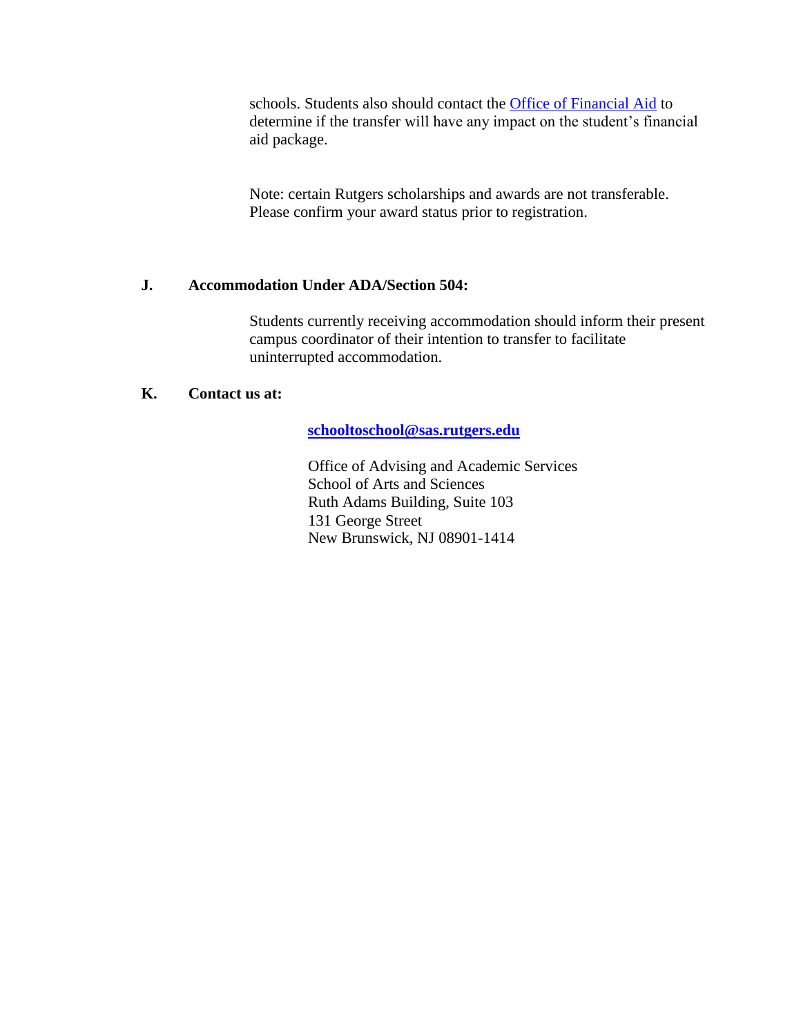schools. Students also should contact the Office of Financial Aid to determine if the transfer will have any impact on the student's financial aid package.

Note: certain Rutgers scholarships and awards are not transferable. Please confirm your award status prior to registration.

**J. Accommodation Under ADA/Section 504:**

Students currently receiving accommodation should inform their present campus coordinator of their intention to transfer to facilitate uninterrupted accommodation.

**K. Contact us at:**

**schooltoschool@sas.rutgers.edu**

Office of Advising and Academic Services
School of Arts and Sciences
Ruth Adams Building, Suite 103
131 George Street
New Brunswick, NJ 08901-1414